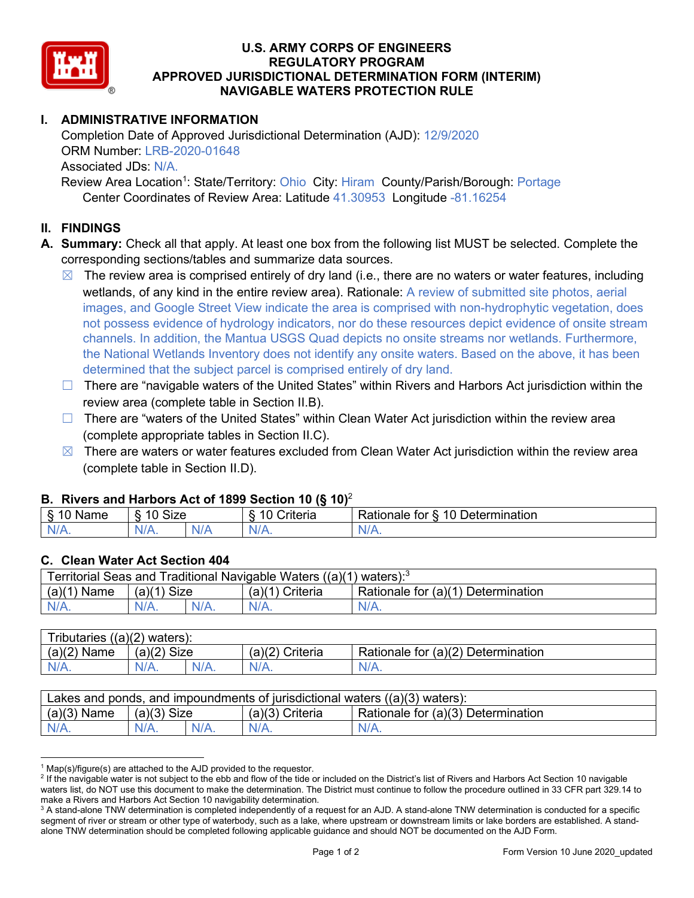# U.S. ARMY CORPS OF ENGINEERS
## REGULATORY PROGRAM
## APPROVED JURISDICTIONAL DETERMINATION FORM (INTERIM)
## NAVIGABLE WATERS PROTECTION RULE

## I. ADMINISTRATIVE INFORMATION

Completion Date of Approved Jurisdictional Determination (AJD): 12/9/2020
ORM Number: LRB-2020-01648
Associated JDs: N/A.
Review Area Location[1]: State/Territory: Ohio City: Hiram County/Parish/Borough: Portage
Center Coordinates of Review Area: Latitude 41.30953 Longitude -81.16254

## II. FINDINGS

**A. Summary:** Check all that apply. At least one box from the following list MUST be selected. Complete the corresponding sections/tables and summarize data sources.

- ☒ The review area is comprised entirely of dry land (i.e., there are no waters or water features, including wetlands, of any kind in the entire review area). Rationale: A review of submitted site photos, aerial images, and Google Street View indicate the area is comprised with non-hydrophytic vegetation, does not possess evidence of hydrology indicators, nor do these resources depict evidence of onsite stream channels. In addition, the Mantua USGS Quad depicts no onsite streams nor wetlands. Furthermore, the National Wetlands Inventory does not identify any onsite waters. Based on the above, it has been determined that the subject parcel is comprised entirely of dry land.
- ☐ There are "navigable waters of the United States" within Rivers and Harbors Act jurisdiction within the review area (complete table in Section II.B).
- ☐ There are "waters of the United States" within Clean Water Act jurisdiction within the review area (complete appropriate tables in Section II.C).
- ☒ There are waters or water features excluded from Clean Water Act jurisdiction within the review area (complete table in Section II.D).

### B. Rivers and Harbors Act of 1899 Section 10 (§ 10)[2]

| § 10 Name | § 10 Size | | § 10 Criteria | Rationale for § 10 Determination |
|---|---|---|---|---|
| N/A. | N/A. | N/A | N/A. | N/A. |

### C. Clean Water Act Section 404

| Territorial Seas and Traditional Navigable Waters ((a)(1) waters):[3] | | | | |
|---|---|---|---|---|
| (a)(1) Name | (a)(1) Size | | (a)(1) Criteria | Rationale for (a)(1) Determination |
| N/A. | N/A. | N/A. | N/A. | N/A. |

| Tributaries ((a)(2) waters): | | | | |
|---|---|---|---|---|
| (a)(2) Name | (a)(2) Size | | (a)(2) Criteria | Rationale for (a)(2) Determination |
| N/A. | N/A. | N/A. | N/A. | N/A. |

| Lakes and ponds, and impoundments of jurisdictional waters ((a)(3) waters): | | | | |
|---|---|---|---|---|
| (a)(3) Name | (a)(3) Size | | (a)(3) Criteria | Rationale for (a)(3) Determination |
| N/A. | N/A. | N/A. | N/A. | N/A. |

---

[1] Map(s)/figure(s) are attached to the AJD provided to the requestor.

[2] If the navigable water is not subject to the ebb and flow of the tide or included on the District's list of Rivers and Harbors Act Section 10 navigable waters list, do NOT use this document to make the determination. The District must continue to follow the procedure outlined in 33 CFR part 329.14 to make a Rivers and Harbors Act Section 10 navigability determination.

[3] A stand-alone TNW determination is completed independently of a request for an AJD. A stand-alone TNW determination is conducted for a specific segment of river or stream or other type of waterbody, such as a lake, where upstream or downstream limits or lake borders are established. A stand-alone TNW determination should be completed following applicable guidance and should NOT be documented on the AJD Form.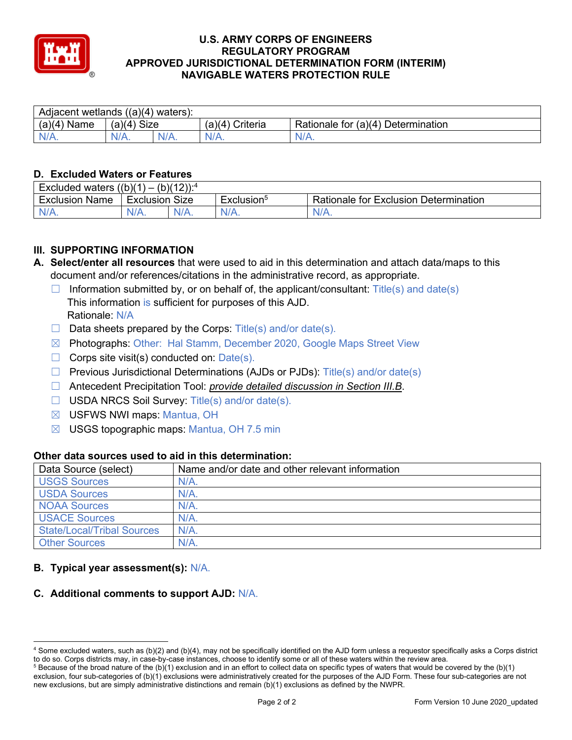# U.S. ARMY CORPS OF ENGINEERS
# REGULATORY PROGRAM
# APPROVED JURISDICTIONAL DETERMINATION FORM (INTERIM)
# NAVIGABLE WATERS PROTECTION RULE

| Adjacent wetlands ((a)(4) waters): | | | | |
|---|---|---|---|---|
| (a)(4) Name | (a)(4) Size | | (a)(4) Criteria | Rationale for (a)(4) Determination |
| N/A. | N/A. | N/A. | N/A. | N/A. |

## D. Excluded Waters or Features

| Excluded waters ((b)(1) – (b)(12)):[4] | | | | |
|---|---|---|---|---|
| Exclusion Name | Exclusion Size | | Exclusion[5] | Rationale for Exclusion Determination |
| N/A. | N/A. | N/A. | N/A. | N/A. |

## III. SUPPORTING INFORMATION

**A. Select/enter all resources** that were used to aid in this determination and attach data/maps to this document and/or references/citations in the administrative record, as appropriate.

- ☐ Information submitted by, or on behalf of, the applicant/consultant: Title(s) and date(s)
  This information is sufficient for purposes of this AJD.
  Rationale: N/A
- ☐ Data sheets prepared by the Corps: Title(s) and/or date(s).
- ☒ Photographs: Other: Hal Stamm, December 2020, Google Maps Street View
- ☐ Corps site visit(s) conducted on: Date(s).
- ☐ Previous Jurisdictional Determinations (AJDs or PJDs): Title(s) and/or date(s)
- ☐ Antecedent Precipitation Tool: *provide detailed discussion in Section III.B*.
- ☐ USDA NRCS Soil Survey: Title(s) and/or date(s).
- ☒ USFWS NWI maps: Mantua, OH
- ☒ USGS topographic maps: Mantua, OH 7.5 min

### Other data sources used to aid in this determination:

| Data Source (select) | Name and/or date and other relevant information |
|---|---|
| USGS Sources | N/A. |
| USDA Sources | N/A. |
| NOAA Sources | N/A. |
| USACE Sources | N/A. |
| State/Local/Tribal Sources | N/A. |
| Other Sources | N/A. |

**B. Typical year assessment(s):** N/A.

**C. Additional comments to support AJD:** N/A.

---

[4] Some excluded waters, such as (b)(2) and (b)(4), may not be specifically identified on the AJD form unless a requestor specifically asks a Corps district to do so. Corps districts may, in case-by-case instances, choose to identify some or all of these waters within the review area.

[5] Because of the broad nature of the (b)(1) exclusion and in an effort to collect data on specific types of waters that would be covered by the (b)(1) exclusion, four sub-categories of (b)(1) exclusions were administratively created for the purposes of the AJD Form. These four sub-categories are not new exclusions, but are simply administrative distinctions and remain (b)(1) exclusions as defined by the NWPR.

Form Version 10 June 2020_updated